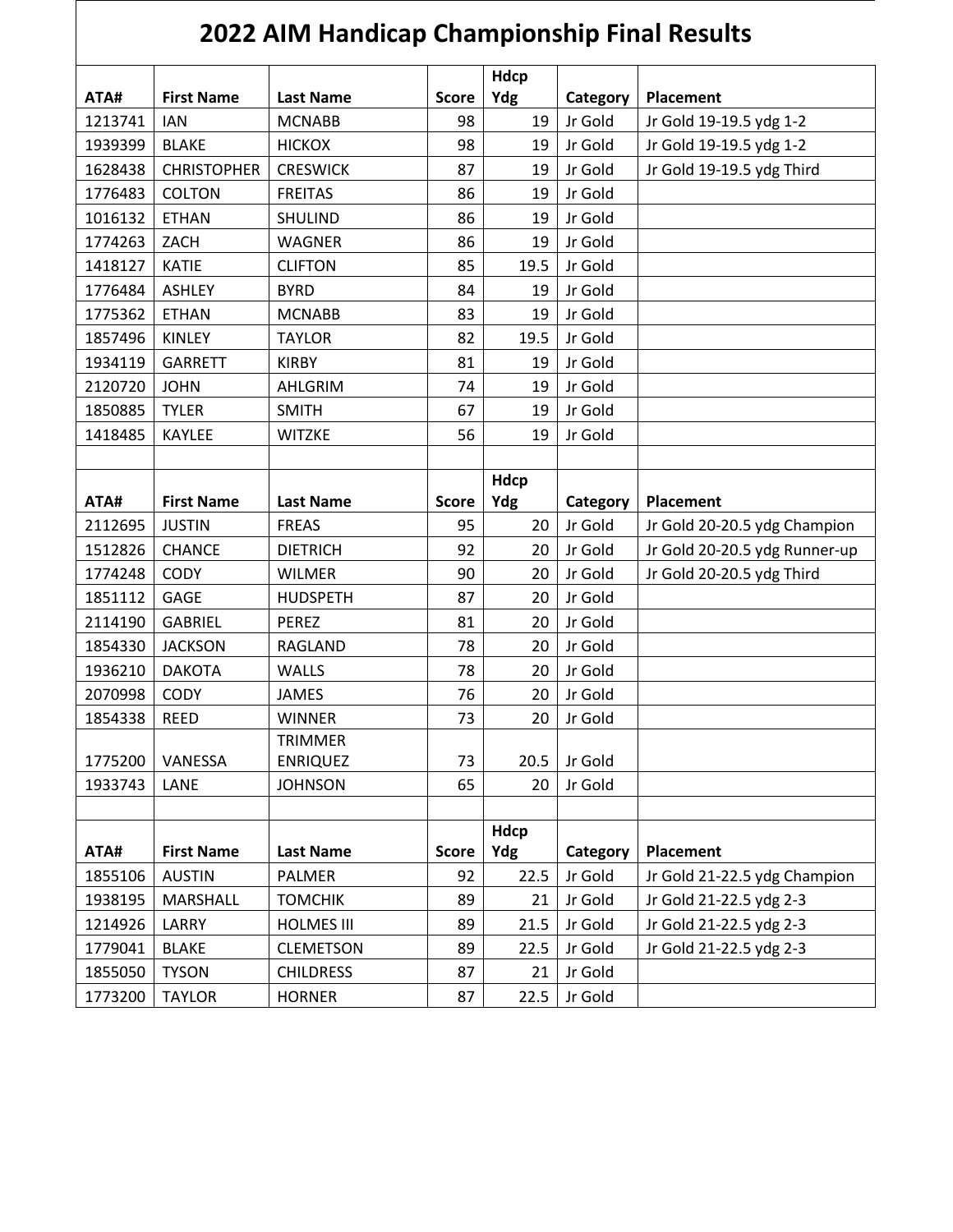# 2022 AIM Handicap Championship Final Results

| ATA# | First Name | Last Name | Score | Hdcp Ydg | Category | Placement |
|---|---|---|---|---|---|---|
| 1213741 | IAN | MCNABB | 98 | 19 | Jr Gold | Jr Gold 19-19.5 ydg 1-2 |
| 1939399 | BLAKE | HICKOX | 98 | 19 | Jr Gold | Jr Gold 19-19.5 ydg 1-2 |
| 1628438 | CHRISTOPHER | CRESWICK | 87 | 19 | Jr Gold | Jr Gold 19-19.5 ydg Third |
| 1776483 | COLTON | FREITAS | 86 | 19 | Jr Gold | |
| 1016132 | ETHAN | SHULIND | 86 | 19 | Jr Gold | |
| 1774263 | ZACH | WAGNER | 86 | 19 | Jr Gold | |
| 1418127 | KATIE | CLIFTON | 85 | 19.5 | Jr Gold | |
| 1776484 | ASHLEY | BYRD | 84 | 19 | Jr Gold | |
| 1775362 | ETHAN | MCNABB | 83 | 19 | Jr Gold | |
| 1857496 | KINLEY | TAYLOR | 82 | 19.5 | Jr Gold | |
| 1934119 | GARRETT | KIRBY | 81 | 19 | Jr Gold | |
| 2120720 | JOHN | AHLGRIM | 74 | 19 | Jr Gold | |
| 1850885 | TYLER | SMITH | 67 | 19 | Jr Gold | |
| 1418485 | KAYLEE | WITZKE | 56 | 19 | Jr Gold | |

| ATA# | First Name | Last Name | Score | Hdcp Ydg | Category | Placement |
|---|---|---|---|---|---|---|
| 2112695 | JUSTIN | FREAS | 95 | 20 | Jr Gold | Jr Gold 20-20.5 ydg Champion |
| 1512826 | CHANCE | DIETRICH | 92 | 20 | Jr Gold | Jr Gold 20-20.5 ydg Runner-up |
| 1774248 | CODY | WILMER | 90 | 20 | Jr Gold | Jr Gold 20-20.5 ydg Third |
| 1851112 | GAGE | HUDSPETH | 87 | 20 | Jr Gold | |
| 2114190 | GABRIEL | PEREZ | 81 | 20 | Jr Gold | |
| 1854330 | JACKSON | RAGLAND | 78 | 20 | Jr Gold | |
| 1936210 | DAKOTA | WALLS | 78 | 20 | Jr Gold | |
| 2070998 | CODY | JAMES | 76 | 20 | Jr Gold | |
| 1854338 | REED | WINNER | 73 | 20 | Jr Gold | |
| 1775200 | VANESSA | TRIMMER ENRIQUEZ | 73 | 20.5 | Jr Gold | |
| 1933743 | LANE | JOHNSON | 65 | 20 | Jr Gold | |

| ATA# | First Name | Last Name | Score | Hdcp Ydg | Category | Placement |
|---|---|---|---|---|---|---|
| 1855106 | AUSTIN | PALMER | 92 | 22.5 | Jr Gold | Jr Gold 21-22.5 ydg Champion |
| 1938195 | MARSHALL | TOMCHIK | 89 | 21 | Jr Gold | Jr Gold 21-22.5 ydg 2-3 |
| 1214926 | LARRY | HOLMES III | 89 | 21.5 | Jr Gold | Jr Gold 21-22.5 ydg 2-3 |
| 1779041 | BLAKE | CLEMETSON | 89 | 22.5 | Jr Gold | Jr Gold 21-22.5 ydg 2-3 |
| 1855050 | TYSON | CHILDRESS | 87 | 21 | Jr Gold | |
| 1773200 | TAYLOR | HORNER | 87 | 22.5 | Jr Gold | |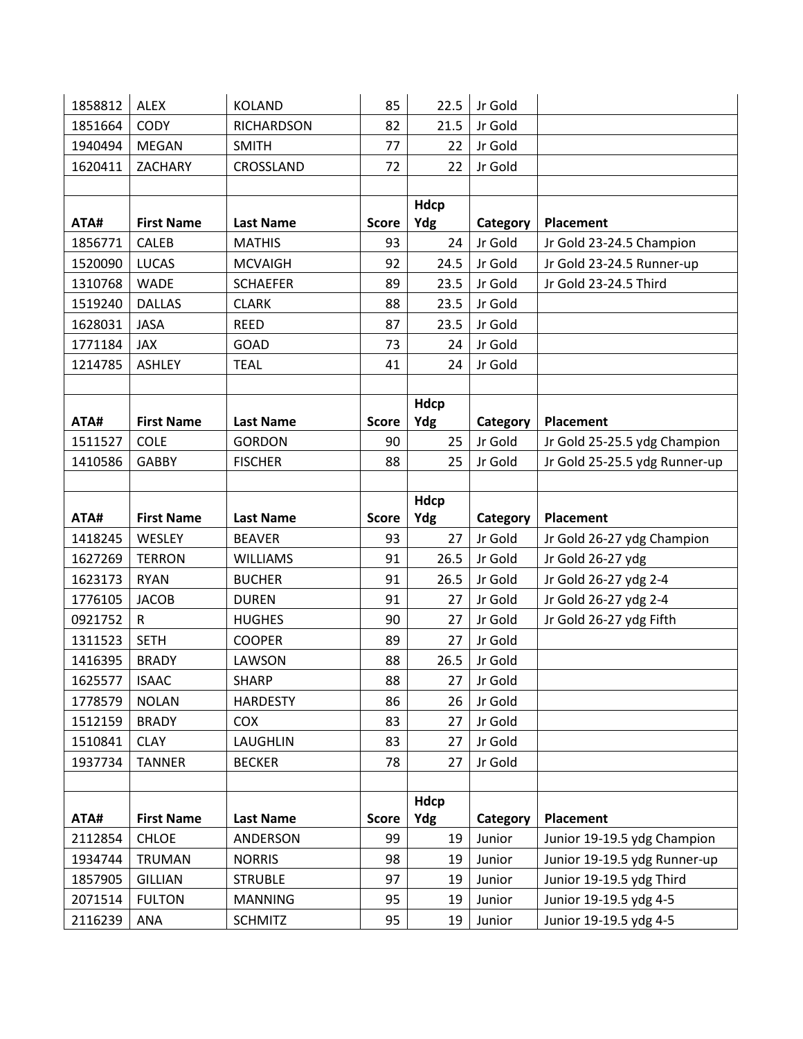| | | | | | | |
|---|---|---|---|---|---|---|
| 1858812 | ALEX | KOLAND | 85 | 22.5 | Jr Gold | |
| 1851664 | CODY | RICHARDSON | 82 | 21.5 | Jr Gold | |
| 1940494 | MEGAN | SMITH | 77 | 22 | Jr Gold | |
| 1620411 | ZACHARY | CROSSLAND | 72 | 22 | Jr Gold | |

| ATA# | First Name | Last Name | Score | Hdcp Ydg | Category | Placement |
|---|---|---|---|---|---|---|
| 1856771 | CALEB | MATHIS | 93 | 24 | Jr Gold | Jr Gold 23-24.5 Champion |
| 1520090 | LUCAS | MCVAIGH | 92 | 24.5 | Jr Gold | Jr Gold 23-24.5 Runner-up |
| 1310768 | WADE | SCHAEFER | 89 | 23.5 | Jr Gold | Jr Gold 23-24.5 Third |
| 1519240 | DALLAS | CLARK | 88 | 23.5 | Jr Gold | |
| 1628031 | JASA | REED | 87 | 23.5 | Jr Gold | |
| 1771184 | JAX | GOAD | 73 | 24 | Jr Gold | |
| 1214785 | ASHLEY | TEAL | 41 | 24 | Jr Gold | |

| ATA# | First Name | Last Name | Score | Hdcp Ydg | Category | Placement |
|---|---|---|---|---|---|---|
| 1511527 | COLE | GORDON | 90 | 25 | Jr Gold | Jr Gold 25-25.5 ydg Champion |
| 1410586 | GABBY | FISCHER | 88 | 25 | Jr Gold | Jr Gold 25-25.5 ydg Runner-up |

| ATA# | First Name | Last Name | Score | Hdcp Ydg | Category | Placement |
|---|---|---|---|---|---|---|
| 1418245 | WESLEY | BEAVER | 93 | 27 | Jr Gold | Jr Gold 26-27 ydg Champion |
| 1627269 | TERRON | WILLIAMS | 91 | 26.5 | Jr Gold | Jr Gold 26-27 ydg |
| 1623173 | RYAN | BUCHER | 91 | 26.5 | Jr Gold | Jr Gold 26-27 ydg 2-4 |
| 1776105 | JACOB | DUREN | 91 | 27 | Jr Gold | Jr Gold 26-27 ydg 2-4 |
| 0921752 | R | HUGHES | 90 | 27 | Jr Gold | Jr Gold 26-27 ydg Fifth |
| 1311523 | SETH | COOPER | 89 | 27 | Jr Gold | |
| 1416395 | BRADY | LAWSON | 88 | 26.5 | Jr Gold | |
| 1625577 | ISAAC | SHARP | 88 | 27 | Jr Gold | |
| 1778579 | NOLAN | HARDESTY | 86 | 26 | Jr Gold | |
| 1512159 | BRADY | COX | 83 | 27 | Jr Gold | |
| 1510841 | CLAY | LAUGHLIN | 83 | 27 | Jr Gold | |
| 1937734 | TANNER | BECKER | 78 | 27 | Jr Gold | |

| ATA# | First Name | Last Name | Score | Hdcp Ydg | Category | Placement |
|---|---|---|---|---|---|---|
| 2112854 | CHLOE | ANDERSON | 99 | 19 | Junior | Junior 19-19.5 ydg Champion |
| 1934744 | TRUMAN | NORRIS | 98 | 19 | Junior | Junior 19-19.5 ydg Runner-up |
| 1857905 | GILLIAN | STRUBLE | 97 | 19 | Junior | Junior 19-19.5 ydg Third |
| 2071514 | FULTON | MANNING | 95 | 19 | Junior | Junior 19-19.5 ydg 4-5 |
| 2116239 | ANA | SCHMITZ | 95 | 19 | Junior | Junior 19-19.5 ydg 4-5 |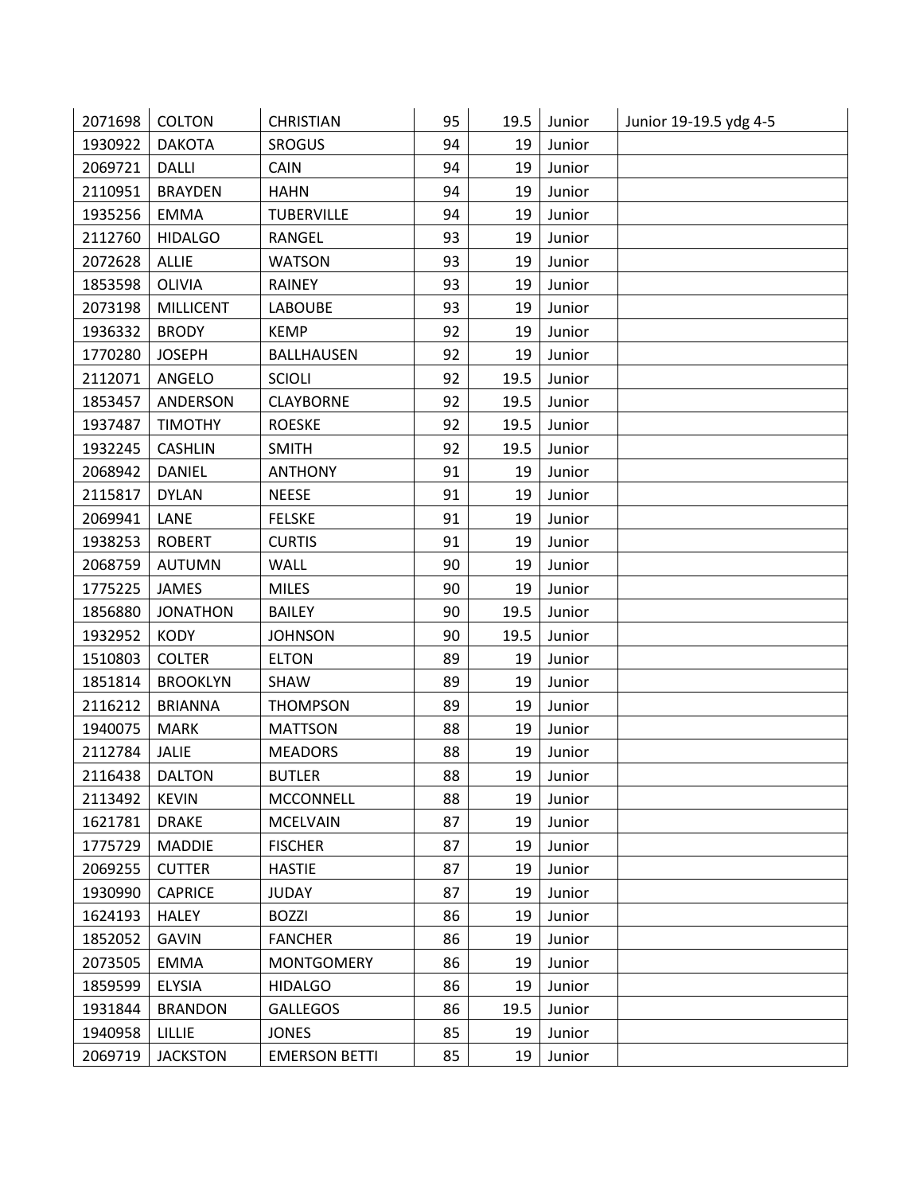| | | | | | | |
|---|---|---|---|---|---|---|
| 2071698 | COLTON | CHRISTIAN | 95 | 19.5 | Junior | Junior 19-19.5 ydg 4-5 |
| 1930922 | DAKOTA | SROGUS | 94 | 19 | Junior | |
| 2069721 | DALLI | CAIN | 94 | 19 | Junior | |
| 2110951 | BRAYDEN | HAHN | 94 | 19 | Junior | |
| 1935256 | EMMA | TUBERVILLE | 94 | 19 | Junior | |
| 2112760 | HIDALGO | RANGEL | 93 | 19 | Junior | |
| 2072628 | ALLIE | WATSON | 93 | 19 | Junior | |
| 1853598 | OLIVIA | RAINEY | 93 | 19 | Junior | |
| 2073198 | MILLICENT | LABOUBE | 93 | 19 | Junior | |
| 1936332 | BRODY | KEMP | 92 | 19 | Junior | |
| 1770280 | JOSEPH | BALLHAUSEN | 92 | 19 | Junior | |
| 2112071 | ANGELO | SCIOLI | 92 | 19.5 | Junior | |
| 1853457 | ANDERSON | CLAYBORNE | 92 | 19.5 | Junior | |
| 1937487 | TIMOTHY | ROESKE | 92 | 19.5 | Junior | |
| 1932245 | CASHLIN | SMITH | 92 | 19.5 | Junior | |
| 2068942 | DANIEL | ANTHONY | 91 | 19 | Junior | |
| 2115817 | DYLAN | NEESE | 91 | 19 | Junior | |
| 2069941 | LANE | FELSKE | 91 | 19 | Junior | |
| 1938253 | ROBERT | CURTIS | 91 | 19 | Junior | |
| 2068759 | AUTUMN | WALL | 90 | 19 | Junior | |
| 1775225 | JAMES | MILES | 90 | 19 | Junior | |
| 1856880 | JONATHON | BAILEY | 90 | 19.5 | Junior | |
| 1932952 | KODY | JOHNSON | 90 | 19.5 | Junior | |
| 1510803 | COLTER | ELTON | 89 | 19 | Junior | |
| 1851814 | BROOKLYN | SHAW | 89 | 19 | Junior | |
| 2116212 | BRIANNA | THOMPSON | 89 | 19 | Junior | |
| 1940075 | MARK | MATTSON | 88 | 19 | Junior | |
| 2112784 | JALIE | MEADORS | 88 | 19 | Junior | |
| 2116438 | DALTON | BUTLER | 88 | 19 | Junior | |
| 2113492 | KEVIN | MCCONNELL | 88 | 19 | Junior | |
| 1621781 | DRAKE | MCELVAIN | 87 | 19 | Junior | |
| 1775729 | MADDIE | FISCHER | 87 | 19 | Junior | |
| 2069255 | CUTTER | HASTIE | 87 | 19 | Junior | |
| 1930990 | CAPRICE | JUDAY | 87 | 19 | Junior | |
| 1624193 | HALEY | BOZZI | 86 | 19 | Junior | |
| 1852052 | GAVIN | FANCHER | 86 | 19 | Junior | |
| 2073505 | EMMA | MONTGOMERY | 86 | 19 | Junior | |
| 1859599 | ELYSIA | HIDALGO | 86 | 19 | Junior | |
| 1931844 | BRANDON | GALLEGOS | 86 | 19.5 | Junior | |
| 1940958 | LILLIE | JONES | 85 | 19 | Junior | |
| 2069719 | JACKSTON | EMERSON BETTI | 85 | 19 | Junior | |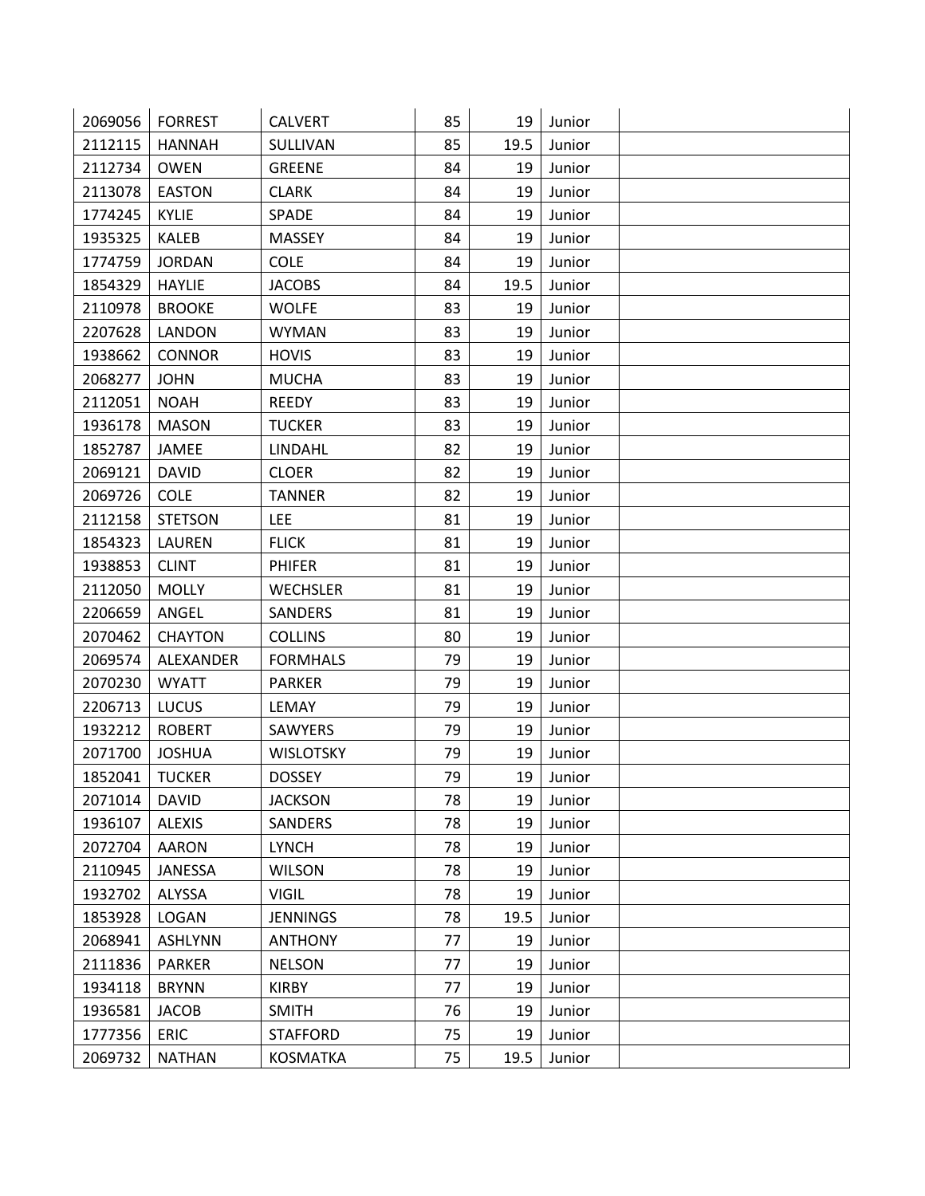| | | | | | | |
|---|---|---|---|---|---|---|
| 2069056 | FORREST | CALVERT | 85 | 19 | Junior | |
| 2112115 | HANNAH | SULLIVAN | 85 | 19.5 | Junior | |
| 2112734 | OWEN | GREENE | 84 | 19 | Junior | |
| 2113078 | EASTON | CLARK | 84 | 19 | Junior | |
| 1774245 | KYLIE | SPADE | 84 | 19 | Junior | |
| 1935325 | KALEB | MASSEY | 84 | 19 | Junior | |
| 1774759 | JORDAN | COLE | 84 | 19 | Junior | |
| 1854329 | HAYLIE | JACOBS | 84 | 19.5 | Junior | |
| 2110978 | BROOKE | WOLFE | 83 | 19 | Junior | |
| 2207628 | LANDON | WYMAN | 83 | 19 | Junior | |
| 1938662 | CONNOR | HOVIS | 83 | 19 | Junior | |
| 2068277 | JOHN | MUCHA | 83 | 19 | Junior | |
| 2112051 | NOAH | REEDY | 83 | 19 | Junior | |
| 1936178 | MASON | TUCKER | 83 | 19 | Junior | |
| 1852787 | JAMEE | LINDAHL | 82 | 19 | Junior | |
| 2069121 | DAVID | CLOER | 82 | 19 | Junior | |
| 2069726 | COLE | TANNER | 82 | 19 | Junior | |
| 2112158 | STETSON | LEE | 81 | 19 | Junior | |
| 1854323 | LAUREN | FLICK | 81 | 19 | Junior | |
| 1938853 | CLINT | PHIFER | 81 | 19 | Junior | |
| 2112050 | MOLLY | WECHSLER | 81 | 19 | Junior | |
| 2206659 | ANGEL | SANDERS | 81 | 19 | Junior | |
| 2070462 | CHAYTON | COLLINS | 80 | 19 | Junior | |
| 2069574 | ALEXANDER | FORMHALS | 79 | 19 | Junior | |
| 2070230 | WYATT | PARKER | 79 | 19 | Junior | |
| 2206713 | LUCUS | LEMAY | 79 | 19 | Junior | |
| 1932212 | ROBERT | SAWYERS | 79 | 19 | Junior | |
| 2071700 | JOSHUA | WISLOTSKY | 79 | 19 | Junior | |
| 1852041 | TUCKER | DOSSEY | 79 | 19 | Junior | |
| 2071014 | DAVID | JACKSON | 78 | 19 | Junior | |
| 1936107 | ALEXIS | SANDERS | 78 | 19 | Junior | |
| 2072704 | AARON | LYNCH | 78 | 19 | Junior | |
| 2110945 | JANESSA | WILSON | 78 | 19 | Junior | |
| 1932702 | ALYSSA | VIGIL | 78 | 19 | Junior | |
| 1853928 | LOGAN | JENNINGS | 78 | 19.5 | Junior | |
| 2068941 | ASHLYNN | ANTHONY | 77 | 19 | Junior | |
| 2111836 | PARKER | NELSON | 77 | 19 | Junior | |
| 1934118 | BRYNN | KIRBY | 77 | 19 | Junior | |
| 1936581 | JACOB | SMITH | 76 | 19 | Junior | |
| 1777356 | ERIC | STAFFORD | 75 | 19 | Junior | |
| 2069732 | NATHAN | KOSMATKA | 75 | 19.5 | Junior | |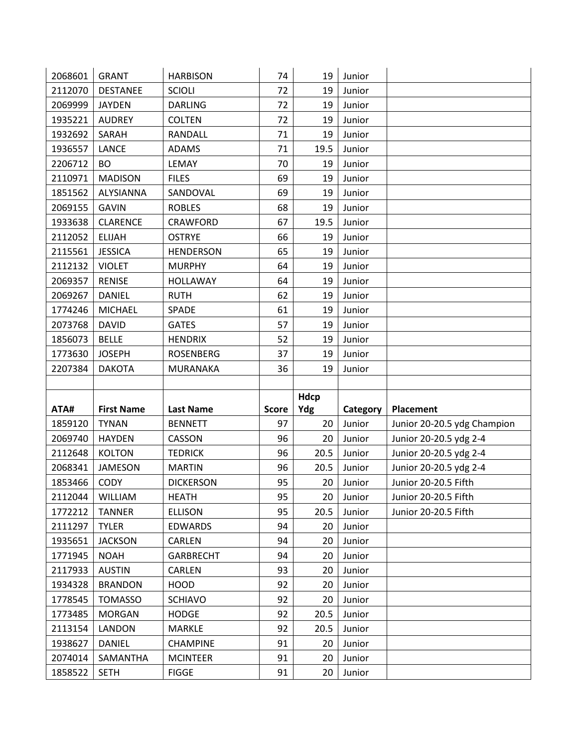| | | | | | | |
|---|---|---|---|---|---|---|
| 2068601 | GRANT | HARBISON | 74 | 19 | Junior | |
| 2112070 | DESTANEE | SCIOLI | 72 | 19 | Junior | |
| 2069999 | JAYDEN | DARLING | 72 | 19 | Junior | |
| 1935221 | AUDREY | COLTEN | 72 | 19 | Junior | |
| 1932692 | SARAH | RANDALL | 71 | 19 | Junior | |
| 1936557 | LANCE | ADAMS | 71 | 19.5 | Junior | |
| 2206712 | BO | LEMAY | 70 | 19 | Junior | |
| 2110971 | MADISON | FILES | 69 | 19 | Junior | |
| 1851562 | ALYSIANNA | SANDOVAL | 69 | 19 | Junior | |
| 2069155 | GAVIN | ROBLES | 68 | 19 | Junior | |
| 1933638 | CLARENCE | CRAWFORD | 67 | 19.5 | Junior | |
| 2112052 | ELIJAH | OSTRYE | 66 | 19 | Junior | |
| 2115561 | JESSICA | HENDERSON | 65 | 19 | Junior | |
| 2112132 | VIOLET | MURPHY | 64 | 19 | Junior | |
| 2069357 | RENISE | HOLLAWAY | 64 | 19 | Junior | |
| 2069267 | DANIEL | RUTH | 62 | 19 | Junior | |
| 1774246 | MICHAEL | SPADE | 61 | 19 | Junior | |
| 2073768 | DAVID | GATES | 57 | 19 | Junior | |
| 1856073 | BELLE | HENDRIX | 52 | 19 | Junior | |
| 1773630 | JOSEPH | ROSENBERG | 37 | 19 | Junior | |
| 2207384 | DAKOTA | MURANAKA | 36 | 19 | Junior | |

| ATA# | First Name | Last Name | Score | Hdcp Ydg | Category | Placement |
|---|---|---|---|---|---|---|
| 1859120 | TYNAN | BENNETT | 97 | 20 | Junior | Junior 20-20.5 ydg Champion |
| 2069740 | HAYDEN | CASSON | 96 | 20 | Junior | Junior 20-20.5 ydg 2-4 |
| 2112648 | KOLTON | TEDRICK | 96 | 20.5 | Junior | Junior 20-20.5 ydg 2-4 |
| 2068341 | JAMESON | MARTIN | 96 | 20.5 | Junior | Junior 20-20.5 ydg 2-4 |
| 1853466 | CODY | DICKERSON | 95 | 20 | Junior | Junior 20-20.5 Fifth |
| 2112044 | WILLIAM | HEATH | 95 | 20 | Junior | Junior 20-20.5 Fifth |
| 1772212 | TANNER | ELLISON | 95 | 20.5 | Junior | Junior 20-20.5 Fifth |
| 2111297 | TYLER | EDWARDS | 94 | 20 | Junior | |
| 1935651 | JACKSON | CARLEN | 94 | 20 | Junior | |
| 1771945 | NOAH | GARBRECHT | 94 | 20 | Junior | |
| 2117933 | AUSTIN | CARLEN | 93 | 20 | Junior | |
| 1934328 | BRANDON | HOOD | 92 | 20 | Junior | |
| 1778545 | TOMASSO | SCHIAVO | 92 | 20 | Junior | |
| 1773485 | MORGAN | HODGE | 92 | 20.5 | Junior | |
| 2113154 | LANDON | MARKLE | 92 | 20.5 | Junior | |
| 1938627 | DANIEL | CHAMPINE | 91 | 20 | Junior | |
| 2074014 | SAMANTHA | MCINTEER | 91 | 20 | Junior | |
| 1858522 | SETH | FIGGE | 91 | 20 | Junior | |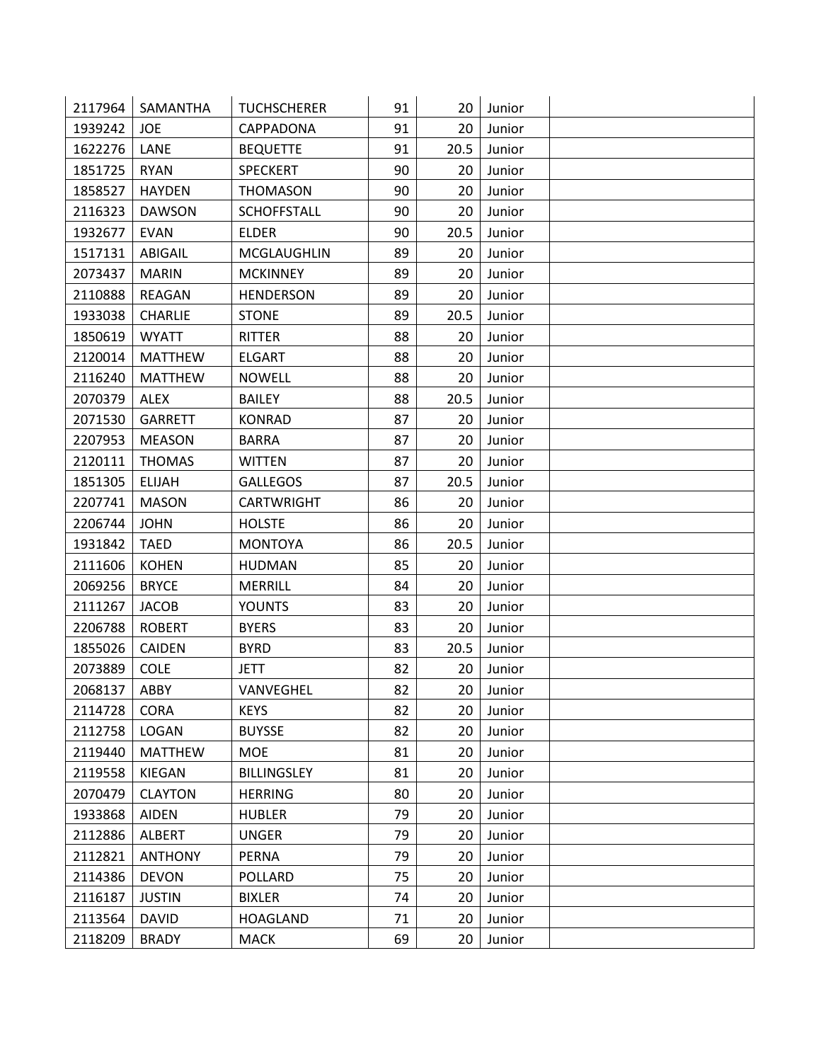| | | | | | | |
|---|---|---|---|---|---|---|
| 2117964 | SAMANTHA | TUCHSCHERER | 91 | 20 | Junior | |
| 1939242 | JOE | CAPPADONA | 91 | 20 | Junior | |
| 1622276 | LANE | BEQUETTE | 91 | 20.5 | Junior | |
| 1851725 | RYAN | SPECKERT | 90 | 20 | Junior | |
| 1858527 | HAYDEN | THOMASON | 90 | 20 | Junior | |
| 2116323 | DAWSON | SCHOFFSTALL | 90 | 20 | Junior | |
| 1932677 | EVAN | ELDER | 90 | 20.5 | Junior | |
| 1517131 | ABIGAIL | MCGLAUGHLIN | 89 | 20 | Junior | |
| 2073437 | MARIN | MCKINNEY | 89 | 20 | Junior | |
| 2110888 | REAGAN | HENDERSON | 89 | 20 | Junior | |
| 1933038 | CHARLIE | STONE | 89 | 20.5 | Junior | |
| 1850619 | WYATT | RITTER | 88 | 20 | Junior | |
| 2120014 | MATTHEW | ELGART | 88 | 20 | Junior | |
| 2116240 | MATTHEW | NOWELL | 88 | 20 | Junior | |
| 2070379 | ALEX | BAILEY | 88 | 20.5 | Junior | |
| 2071530 | GARRETT | KONRAD | 87 | 20 | Junior | |
| 2207953 | MEASON | BARRA | 87 | 20 | Junior | |
| 2120111 | THOMAS | WITTEN | 87 | 20 | Junior | |
| 1851305 | ELIJAH | GALLEGOS | 87 | 20.5 | Junior | |
| 2207741 | MASON | CARTWRIGHT | 86 | 20 | Junior | |
| 2206744 | JOHN | HOLSTE | 86 | 20 | Junior | |
| 1931842 | TAED | MONTOYA | 86 | 20.5 | Junior | |
| 2111606 | KOHEN | HUDMAN | 85 | 20 | Junior | |
| 2069256 | BRYCE | MERRILL | 84 | 20 | Junior | |
| 2111267 | JACOB | YOUNTS | 83 | 20 | Junior | |
| 2206788 | ROBERT | BYERS | 83 | 20 | Junior | |
| 1855026 | CAIDEN | BYRD | 83 | 20.5 | Junior | |
| 2073889 | COLE | JETT | 82 | 20 | Junior | |
| 2068137 | ABBY | VANVEGHEL | 82 | 20 | Junior | |
| 2114728 | CORA | KEYS | 82 | 20 | Junior | |
| 2112758 | LOGAN | BUYSSE | 82 | 20 | Junior | |
| 2119440 | MATTHEW | MOE | 81 | 20 | Junior | |
| 2119558 | KIEGAN | BILLINGSLEY | 81 | 20 | Junior | |
| 2070479 | CLAYTON | HERRING | 80 | 20 | Junior | |
| 1933868 | AIDEN | HUBLER | 79 | 20 | Junior | |
| 2112886 | ALBERT | UNGER | 79 | 20 | Junior | |
| 2112821 | ANTHONY | PERNA | 79 | 20 | Junior | |
| 2114386 | DEVON | POLLARD | 75 | 20 | Junior | |
| 2116187 | JUSTIN | BIXLER | 74 | 20 | Junior | |
| 2113564 | DAVID | HOAGLAND | 71 | 20 | Junior | |
| 2118209 | BRADY | MACK | 69 | 20 | Junior | |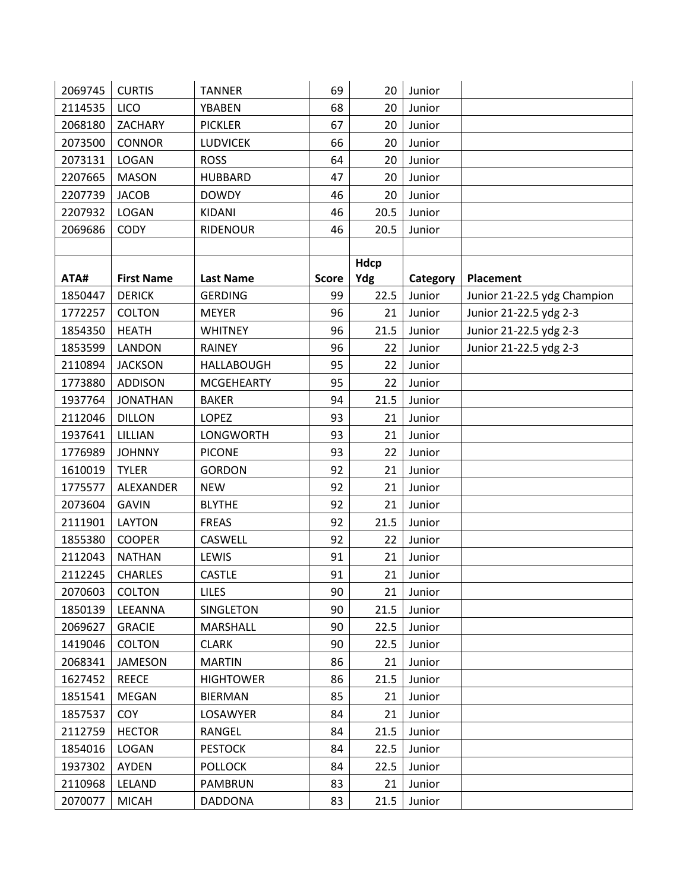| | | | | | | |
|---|---|---|---|---|---|---|
| 2069745 | CURTIS | TANNER | 69 | 20 | Junior | |
| 2114535 | LICO | YBABEN | 68 | 20 | Junior | |
| 2068180 | ZACHARY | PICKLER | 67 | 20 | Junior | |
| 2073500 | CONNOR | LUDVICEK | 66 | 20 | Junior | |
| 2073131 | LOGAN | ROSS | 64 | 20 | Junior | |
| 2207665 | MASON | HUBBARD | 47 | 20 | Junior | |
| 2207739 | JACOB | DOWDY | 46 | 20 | Junior | |
| 2207932 | LOGAN | KIDANI | 46 | 20.5 | Junior | |
| 2069686 | CODY | RIDENOUR | 46 | 20.5 | Junior | |

| ATA# | First Name | Last Name | Score | Hdcp Ydg | Category | Placement |
|---|---|---|---|---|---|---|
| 1850447 | DERICK | GERDING | 99 | 22.5 | Junior | Junior 21-22.5 ydg Champion |
| 1772257 | COLTON | MEYER | 96 | 21 | Junior | Junior 21-22.5 ydg 2-3 |
| 1854350 | HEATH | WHITNEY | 96 | 21.5 | Junior | Junior 21-22.5 ydg 2-3 |
| 1853599 | LANDON | RAINEY | 96 | 22 | Junior | Junior 21-22.5 ydg 2-3 |
| 2110894 | JACKSON | HALLABOUGH | 95 | 22 | Junior | |
| 1773880 | ADDISON | MCGEHEARTY | 95 | 22 | Junior | |
| 1937764 | JONATHAN | BAKER | 94 | 21.5 | Junior | |
| 2112046 | DILLON | LOPEZ | 93 | 21 | Junior | |
| 1937641 | LILLIAN | LONGWORTH | 93 | 21 | Junior | |
| 1776989 | JOHNNY | PICONE | 93 | 22 | Junior | |
| 1610019 | TYLER | GORDON | 92 | 21 | Junior | |
| 1775577 | ALEXANDER | NEW | 92 | 21 | Junior | |
| 2073604 | GAVIN | BLYTHE | 92 | 21 | Junior | |
| 2111901 | LAYTON | FREAS | 92 | 21.5 | Junior | |
| 1855380 | COOPER | CASWELL | 92 | 22 | Junior | |
| 2112043 | NATHAN | LEWIS | 91 | 21 | Junior | |
| 2112245 | CHARLES | CASTLE | 91 | 21 | Junior | |
| 2070603 | COLTON | LILES | 90 | 21 | Junior | |
| 1850139 | LEEANNA | SINGLETON | 90 | 21.5 | Junior | |
| 2069627 | GRACIE | MARSHALL | 90 | 22.5 | Junior | |
| 1419046 | COLTON | CLARK | 90 | 22.5 | Junior | |
| 2068341 | JAMESON | MARTIN | 86 | 21 | Junior | |
| 1627452 | REECE | HIGHTOWER | 86 | 21.5 | Junior | |
| 1851541 | MEGAN | BIERMAN | 85 | 21 | Junior | |
| 1857537 | COY | LOSAWYER | 84 | 21 | Junior | |
| 2112759 | HECTOR | RANGEL | 84 | 21.5 | Junior | |
| 1854016 | LOGAN | PESTOCK | 84 | 22.5 | Junior | |
| 1937302 | AYDEN | POLLOCK | 84 | 22.5 | Junior | |
| 2110968 | LELAND | PAMBRUN | 83 | 21 | Junior | |
| 2070077 | MICAH | DADDONA | 83 | 21.5 | Junior | |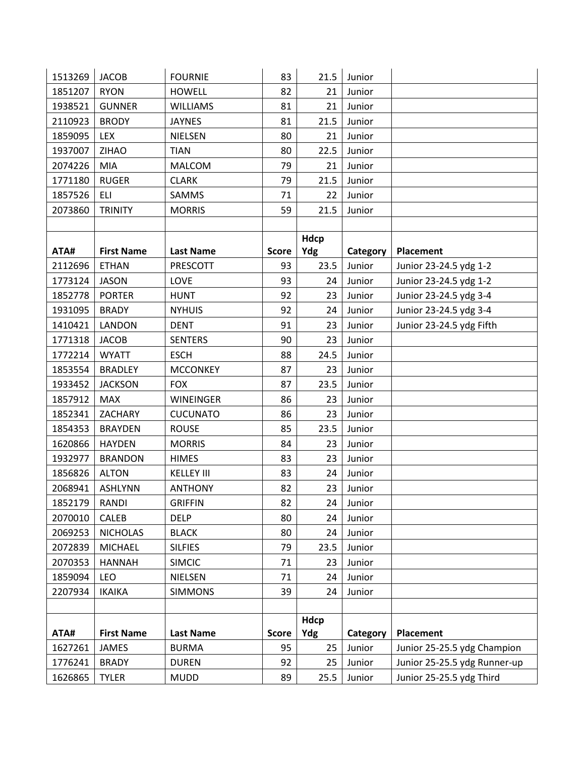| ATA# | First Name | Last Name | Score | Hdcp Ydg | Category | Placement |
|---|---|---|---|---|---|---|
| 1513269 | JACOB | FOURNIE | 83 | 21.5 | Junior | |
| 1851207 | RYON | HOWELL | 82 | 21 | Junior | |
| 1938521 | GUNNER | WILLIAMS | 81 | 21 | Junior | |
| 2110923 | BRODY | JAYNES | 81 | 21.5 | Junior | |
| 1859095 | LEX | NIELSEN | 80 | 21 | Junior | |
| 1937007 | ZIHAO | TIAN | 80 | 22.5 | Junior | |
| 2074226 | MIA | MALCOM | 79 | 21 | Junior | |
| 1771180 | RUGER | CLARK | 79 | 21.5 | Junior | |
| 1857526 | ELI | SAMMS | 71 | 22 | Junior | |
| 2073860 | TRINITY | MORRIS | 59 | 21.5 | Junior | |

| ATA# | First Name | Last Name | Score | Hdcp Ydg | Category | Placement |
|---|---|---|---|---|---|---|
| 2112696 | ETHAN | PRESCOTT | 93 | 23.5 | Junior | Junior 23-24.5 ydg 1-2 |
| 1773124 | JASON | LOVE | 93 | 24 | Junior | Junior 23-24.5 ydg 1-2 |
| 1852778 | PORTER | HUNT | 92 | 23 | Junior | Junior 23-24.5 ydg 3-4 |
| 1931095 | BRADY | NYHUIS | 92 | 24 | Junior | Junior 23-24.5 ydg 3-4 |
| 1410421 | LANDON | DENT | 91 | 23 | Junior | Junior 23-24.5 ydg Fifth |
| 1771318 | JACOB | SENTERS | 90 | 23 | Junior | |
| 1772214 | WYATT | ESCH | 88 | 24.5 | Junior | |
| 1853554 | BRADLEY | MCCONKEY | 87 | 23 | Junior | |
| 1933452 | JACKSON | FOX | 87 | 23.5 | Junior | |
| 1857912 | MAX | WINEINGER | 86 | 23 | Junior | |
| 1852341 | ZACHARY | CUCUNATO | 86 | 23 | Junior | |
| 1854353 | BRAYDEN | ROUSE | 85 | 23.5 | Junior | |
| 1620866 | HAYDEN | MORRIS | 84 | 23 | Junior | |
| 1932977 | BRANDON | HIMES | 83 | 23 | Junior | |
| 1856826 | ALTON | KELLEY III | 83 | 24 | Junior | |
| 2068941 | ASHLYNN | ANTHONY | 82 | 23 | Junior | |
| 1852179 | RANDI | GRIFFIN | 82 | 24 | Junior | |
| 2070010 | CALEB | DELP | 80 | 24 | Junior | |
| 2069253 | NICHOLAS | BLACK | 80 | 24 | Junior | |
| 2072839 | MICHAEL | SILFIES | 79 | 23.5 | Junior | |
| 2070353 | HANNAH | SIMCIC | 71 | 23 | Junior | |
| 1859094 | LEO | NIELSEN | 71 | 24 | Junior | |
| 2207934 | IKAIKA | SIMMONS | 39 | 24 | Junior | |

| ATA# | First Name | Last Name | Score | Hdcp Ydg | Category | Placement |
|---|---|---|---|---|---|---|
| 1627261 | JAMES | BURMA | 95 | 25 | Junior | Junior 25-25.5 ydg Champion |
| 1776241 | BRADY | DUREN | 92 | 25 | Junior | Junior 25-25.5 ydg Runner-up |
| 1626865 | TYLER | MUDD | 89 | 25.5 | Junior | Junior 25-25.5 ydg Third |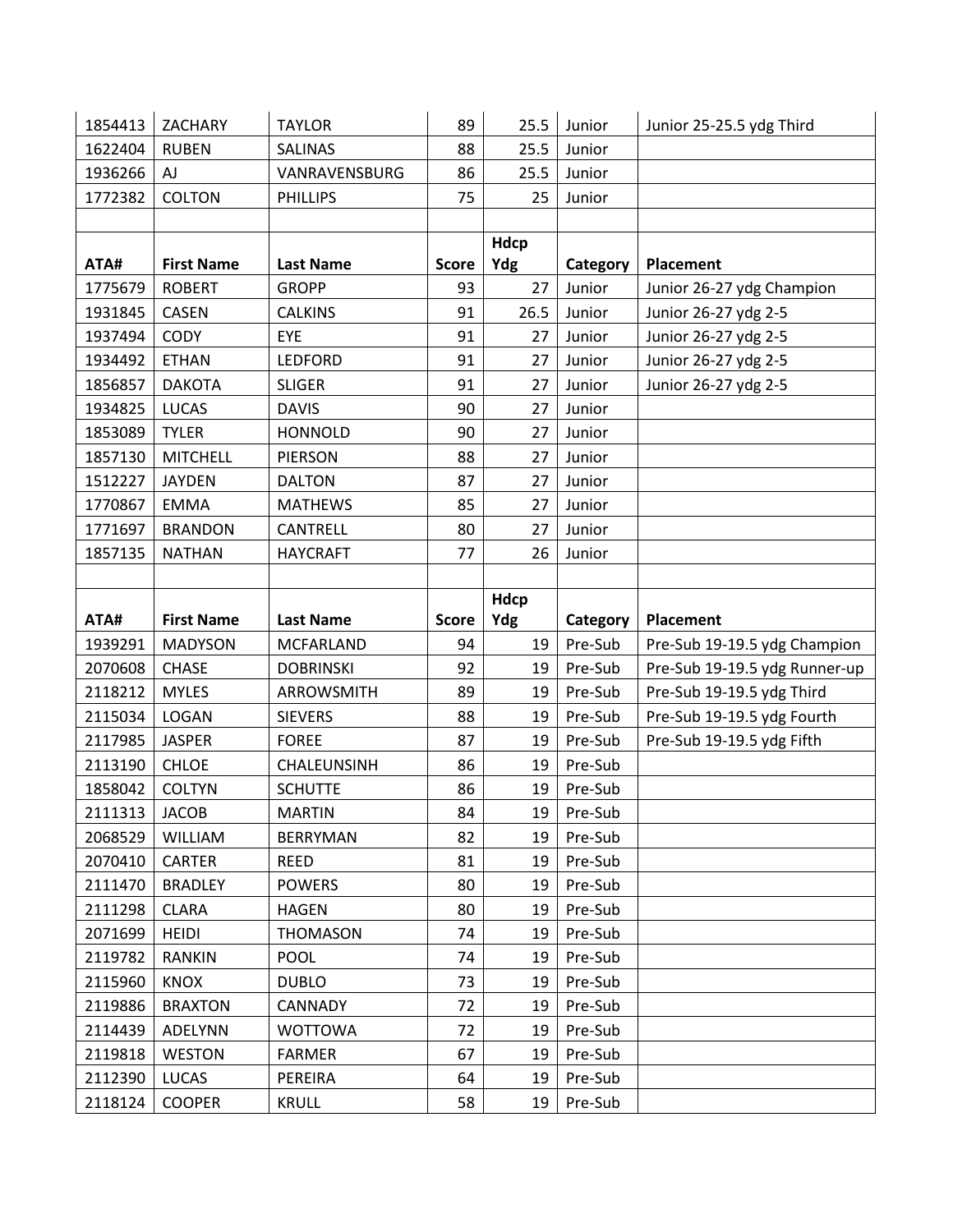| 1854413 | ZACHARY | TAYLOR | 89 | 25.5 | Junior | Junior 25-25.5 ydg Third |
|---|---|---|---|---|---|---|
| 1622404 | RUBEN | SALINAS | 88 | 25.5 | Junior | |
| 1936266 | AJ | VANRAVENSBURG | 86 | 25.5 | Junior | |
| 1772382 | COLTON | PHILLIPS | 75 | 25 | Junior | |

| ATA# | First Name | Last Name | Score | Hdcp Ydg | Category | Placement |
|---|---|---|---|---|---|---|
| 1775679 | ROBERT | GROPP | 93 | 27 | Junior | Junior 26-27 ydg Champion |
| 1931845 | CASEN | CALKINS | 91 | 26.5 | Junior | Junior 26-27 ydg 2-5 |
| 1937494 | CODY | EYE | 91 | 27 | Junior | Junior 26-27 ydg 2-5 |
| 1934492 | ETHAN | LEDFORD | 91 | 27 | Junior | Junior 26-27 ydg 2-5 |
| 1856857 | DAKOTA | SLIGER | 91 | 27 | Junior | Junior 26-27 ydg 2-5 |
| 1934825 | LUCAS | DAVIS | 90 | 27 | Junior | |
| 1853089 | TYLER | HONNOLD | 90 | 27 | Junior | |
| 1857130 | MITCHELL | PIERSON | 88 | 27 | Junior | |
| 1512227 | JAYDEN | DALTON | 87 | 27 | Junior | |
| 1770867 | EMMA | MATHEWS | 85 | 27 | Junior | |
| 1771697 | BRANDON | CANTRELL | 80 | 27 | Junior | |
| 1857135 | NATHAN | HAYCRAFT | 77 | 26 | Junior | |

| ATA# | First Name | Last Name | Score | Hdcp Ydg | Category | Placement |
|---|---|---|---|---|---|---|
| 1939291 | MADYSON | MCFARLAND | 94 | 19 | Pre-Sub | Pre-Sub 19-19.5 ydg Champion |
| 2070608 | CHASE | DOBRINSKI | 92 | 19 | Pre-Sub | Pre-Sub 19-19.5 ydg Runner-up |
| 2118212 | MYLES | ARROWSMITH | 89 | 19 | Pre-Sub | Pre-Sub 19-19.5 ydg Third |
| 2115034 | LOGAN | SIEVERS | 88 | 19 | Pre-Sub | Pre-Sub 19-19.5 ydg Fourth |
| 2117985 | JASPER | FOREE | 87 | 19 | Pre-Sub | Pre-Sub 19-19.5 ydg Fifth |
| 2113190 | CHLOE | CHALEUNSINH | 86 | 19 | Pre-Sub | |
| 1858042 | COLTYN | SCHUTTE | 86 | 19 | Pre-Sub | |
| 2111313 | JACOB | MARTIN | 84 | 19 | Pre-Sub | |
| 2068529 | WILLIAM | BERRYMAN | 82 | 19 | Pre-Sub | |
| 2070410 | CARTER | REED | 81 | 19 | Pre-Sub | |
| 2111470 | BRADLEY | POWERS | 80 | 19 | Pre-Sub | |
| 2111298 | CLARA | HAGEN | 80 | 19 | Pre-Sub | |
| 2071699 | HEIDI | THOMASON | 74 | 19 | Pre-Sub | |
| 2119782 | RANKIN | POOL | 74 | 19 | Pre-Sub | |
| 2115960 | KNOX | DUBLO | 73 | 19 | Pre-Sub | |
| 2119886 | BRAXTON | CANNADY | 72 | 19 | Pre-Sub | |
| 2114439 | ADELYNN | WOTTOWA | 72 | 19 | Pre-Sub | |
| 2119818 | WESTON | FARMER | 67 | 19 | Pre-Sub | |
| 2112390 | LUCAS | PEREIRA | 64 | 19 | Pre-Sub | |
| 2118124 | COOPER | KRULL | 58 | 19 | Pre-Sub | |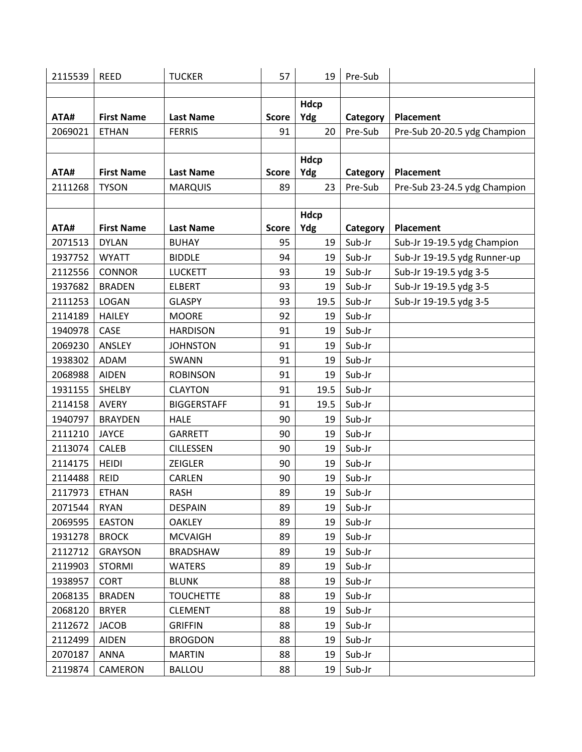| ATA# | First Name | Last Name | Score | Hdcp Ydg | Category | Placement |
|---|---|---|---|---|---|---|
| 2115539 | REED | TUCKER | 57 | 19 | Pre-Sub | |

| ATA# | First Name | Last Name | Score | Hdcp Ydg | Category | Placement |
|---|---|---|---|---|---|---|
| 2069021 | ETHAN | FERRIS | 91 | 20 | Pre-Sub | Pre-Sub 20-20.5 ydg Champion |

| ATA# | First Name | Last Name | Score | Hdcp Ydg | Category | Placement |
|---|---|---|---|---|---|---|
| 2111268 | TYSON | MARQUIS | 89 | 23 | Pre-Sub | Pre-Sub 23-24.5 ydg Champion |

| ATA# | First Name | Last Name | Score | Hdcp Ydg | Category | Placement |
|---|---|---|---|---|---|---|
| 2071513 | DYLAN | BUHAY | 95 | 19 | Sub-Jr | Sub-Jr 19-19.5 ydg Champion |
| 1937752 | WYATT | BIDDLE | 94 | 19 | Sub-Jr | Sub-Jr 19-19.5 ydg Runner-up |
| 2112556 | CONNOR | LUCKETT | 93 | 19 | Sub-Jr | Sub-Jr 19-19.5 ydg 3-5 |
| 1937682 | BRADEN | ELBERT | 93 | 19 | Sub-Jr | Sub-Jr 19-19.5 ydg 3-5 |
| 2111253 | LOGAN | GLASPY | 93 | 19.5 | Sub-Jr | Sub-Jr 19-19.5 ydg 3-5 |
| 2114189 | HAILEY | MOORE | 92 | 19 | Sub-Jr | |
| 1940978 | CASE | HARDISON | 91 | 19 | Sub-Jr | |
| 2069230 | ANSLEY | JOHNSTON | 91 | 19 | Sub-Jr | |
| 1938302 | ADAM | SWANN | 91 | 19 | Sub-Jr | |
| 2068988 | AIDEN | ROBINSON | 91 | 19 | Sub-Jr | |
| 1931155 | SHELBY | CLAYTON | 91 | 19.5 | Sub-Jr | |
| 2114158 | AVERY | BIGGERSTAFF | 91 | 19.5 | Sub-Jr | |
| 1940797 | BRAYDEN | HALE | 90 | 19 | Sub-Jr | |
| 2111210 | JAYCE | GARRETT | 90 | 19 | Sub-Jr | |
| 2113074 | CALEB | CILLESSEN | 90 | 19 | Sub-Jr | |
| 2114175 | HEIDI | ZEIGLER | 90 | 19 | Sub-Jr | |
| 2114488 | REID | CARLEN | 90 | 19 | Sub-Jr | |
| 2117973 | ETHAN | RASH | 89 | 19 | Sub-Jr | |
| 2071544 | RYAN | DESPAIN | 89 | 19 | Sub-Jr | |
| 2069595 | EASTON | OAKLEY | 89 | 19 | Sub-Jr | |
| 1931278 | BROCK | MCVAIGH | 89 | 19 | Sub-Jr | |
| 2112712 | GRAYSON | BRADSHAW | 89 | 19 | Sub-Jr | |
| 2119903 | STORMI | WATERS | 89 | 19 | Sub-Jr | |
| 1938957 | CORT | BLUNK | 88 | 19 | Sub-Jr | |
| 2068135 | BRADEN | TOUCHETTE | 88 | 19 | Sub-Jr | |
| 2068120 | BRYER | CLEMENT | 88 | 19 | Sub-Jr | |
| 2112672 | JACOB | GRIFFIN | 88 | 19 | Sub-Jr | |
| 2112499 | AIDEN | BROGDON | 88 | 19 | Sub-Jr | |
| 2070187 | ANNA | MARTIN | 88 | 19 | Sub-Jr | |
| 2119874 | CAMERON | BALLOU | 88 | 19 | Sub-Jr | |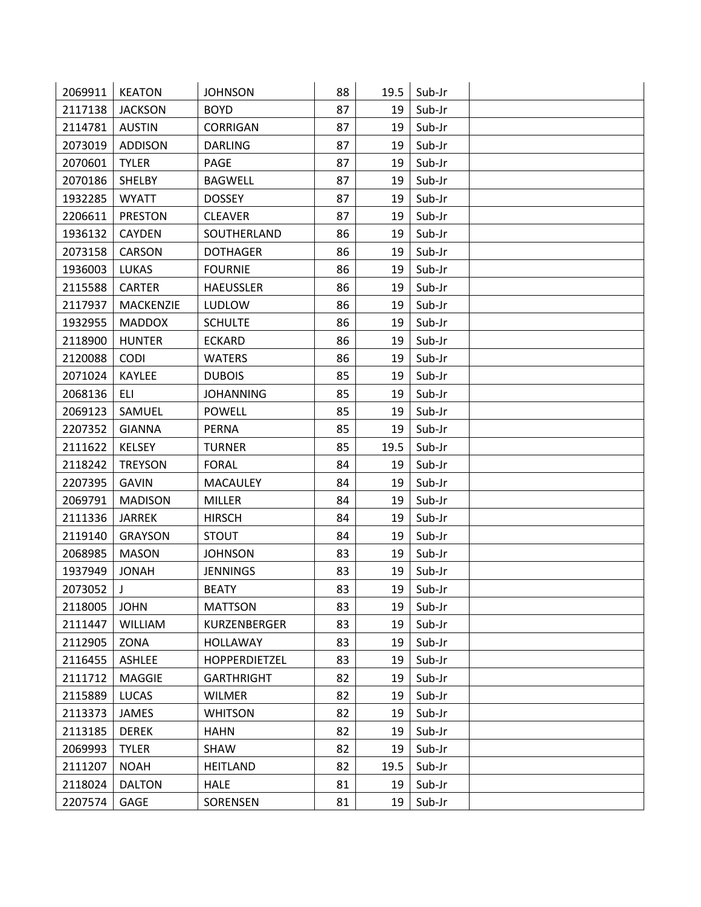| | | | | | | |
|---|---|---|---|---|---|---|
| 2069911 | KEATON | JOHNSON | 88 | 19.5 | Sub-Jr | |
| 2117138 | JACKSON | BOYD | 87 | 19 | Sub-Jr | |
| 2114781 | AUSTIN | CORRIGAN | 87 | 19 | Sub-Jr | |
| 2073019 | ADDISON | DARLING | 87 | 19 | Sub-Jr | |
| 2070601 | TYLER | PAGE | 87 | 19 | Sub-Jr | |
| 2070186 | SHELBY | BAGWELL | 87 | 19 | Sub-Jr | |
| 1932285 | WYATT | DOSSEY | 87 | 19 | Sub-Jr | |
| 2206611 | PRESTON | CLEAVER | 87 | 19 | Sub-Jr | |
| 1936132 | CAYDEN | SOUTHERLAND | 86 | 19 | Sub-Jr | |
| 2073158 | CARSON | DOTHAGER | 86 | 19 | Sub-Jr | |
| 1936003 | LUKAS | FOURNIE | 86 | 19 | Sub-Jr | |
| 2115588 | CARTER | HAEUSSLER | 86 | 19 | Sub-Jr | |
| 2117937 | MACKENZIE | LUDLOW | 86 | 19 | Sub-Jr | |
| 1932955 | MADDOX | SCHULTE | 86 | 19 | Sub-Jr | |
| 2118900 | HUNTER | ECKARD | 86 | 19 | Sub-Jr | |
| 2120088 | CODI | WATERS | 86 | 19 | Sub-Jr | |
| 2071024 | KAYLEE | DUBOIS | 85 | 19 | Sub-Jr | |
| 2068136 | ELI | JOHANNING | 85 | 19 | Sub-Jr | |
| 2069123 | SAMUEL | POWELL | 85 | 19 | Sub-Jr | |
| 2207352 | GIANNA | PERNA | 85 | 19 | Sub-Jr | |
| 2111622 | KELSEY | TURNER | 85 | 19.5 | Sub-Jr | |
| 2118242 | TREYSON | FORAL | 84 | 19 | Sub-Jr | |
| 2207395 | GAVIN | MACAULEY | 84 | 19 | Sub-Jr | |
| 2069791 | MADISON | MILLER | 84 | 19 | Sub-Jr | |
| 2111336 | JARREK | HIRSCH | 84 | 19 | Sub-Jr | |
| 2119140 | GRAYSON | STOUT | 84 | 19 | Sub-Jr | |
| 2068985 | MASON | JOHNSON | 83 | 19 | Sub-Jr | |
| 1937949 | JONAH | JENNINGS | 83 | 19 | Sub-Jr | |
| 2073052 | J | BEATY | 83 | 19 | Sub-Jr | |
| 2118005 | JOHN | MATTSON | 83 | 19 | Sub-Jr | |
| 2111447 | WILLIAM | KURZENBERGER | 83 | 19 | Sub-Jr | |
| 2112905 | ZONA | HOLLAWAY | 83 | 19 | Sub-Jr | |
| 2116455 | ASHLEE | HOPPERDIETZEL | 83 | 19 | Sub-Jr | |
| 2111712 | MAGGIE | GARTHRIGHT | 82 | 19 | Sub-Jr | |
| 2115889 | LUCAS | WILMER | 82 | 19 | Sub-Jr | |
| 2113373 | JAMES | WHITSON | 82 | 19 | Sub-Jr | |
| 2113185 | DEREK | HAHN | 82 | 19 | Sub-Jr | |
| 2069993 | TYLER | SHAW | 82 | 19 | Sub-Jr | |
| 2111207 | NOAH | HEITLAND | 82 | 19.5 | Sub-Jr | |
| 2118024 | DALTON | HALE | 81 | 19 | Sub-Jr | |
| 2207574 | GAGE | SORENSEN | 81 | 19 | Sub-Jr | |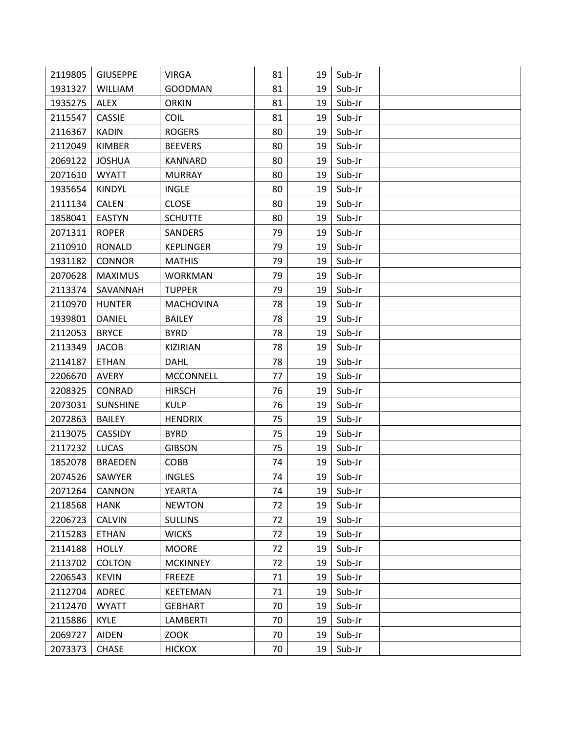| | | | | | | |
|---|---|---|---|---|---|---|
| 2119805 | GIUSEPPE | VIRGA | 81 | 19 | Sub-Jr | |
| 1931327 | WILLIAM | GOODMAN | 81 | 19 | Sub-Jr | |
| 1935275 | ALEX | ORKIN | 81 | 19 | Sub-Jr | |
| 2115547 | CASSIE | COIL | 81 | 19 | Sub-Jr | |
| 2116367 | KADIN | ROGERS | 80 | 19 | Sub-Jr | |
| 2112049 | KIMBER | BEEVERS | 80 | 19 | Sub-Jr | |
| 2069122 | JOSHUA | KANNARD | 80 | 19 | Sub-Jr | |
| 2071610 | WYATT | MURRAY | 80 | 19 | Sub-Jr | |
| 1935654 | KINDYL | INGLE | 80 | 19 | Sub-Jr | |
| 2111134 | CALEN | CLOSE | 80 | 19 | Sub-Jr | |
| 1858041 | EASTYN | SCHUTTE | 80 | 19 | Sub-Jr | |
| 2071311 | ROPER | SANDERS | 79 | 19 | Sub-Jr | |
| 2110910 | RONALD | KEPLINGER | 79 | 19 | Sub-Jr | |
| 1931182 | CONNOR | MATHIS | 79 | 19 | Sub-Jr | |
| 2070628 | MAXIMUS | WORKMAN | 79 | 19 | Sub-Jr | |
| 2113374 | SAVANNAH | TUPPER | 79 | 19 | Sub-Jr | |
| 2110970 | HUNTER | MACHOVINA | 78 | 19 | Sub-Jr | |
| 1939801 | DANIEL | BAILEY | 78 | 19 | Sub-Jr | |
| 2112053 | BRYCE | BYRD | 78 | 19 | Sub-Jr | |
| 2113349 | JACOB | KIZIRIAN | 78 | 19 | Sub-Jr | |
| 2114187 | ETHAN | DAHL | 78 | 19 | Sub-Jr | |
| 2206670 | AVERY | MCCONNELL | 77 | 19 | Sub-Jr | |
| 2208325 | CONRAD | HIRSCH | 76 | 19 | Sub-Jr | |
| 2073031 | SUNSHINE | KULP | 76 | 19 | Sub-Jr | |
| 2072863 | BAILEY | HENDRIX | 75 | 19 | Sub-Jr | |
| 2113075 | CASSIDY | BYRD | 75 | 19 | Sub-Jr | |
| 2117232 | LUCAS | GIBSON | 75 | 19 | Sub-Jr | |
| 1852078 | BRAEDEN | COBB | 74 | 19 | Sub-Jr | |
| 2074526 | SAWYER | INGLES | 74 | 19 | Sub-Jr | |
| 2071264 | CANNON | YEARTA | 74 | 19 | Sub-Jr | |
| 2118568 | HANK | NEWTON | 72 | 19 | Sub-Jr | |
| 2206723 | CALVIN | SULLINS | 72 | 19 | Sub-Jr | |
| 2115283 | ETHAN | WICKS | 72 | 19 | Sub-Jr | |
| 2114188 | HOLLY | MOORE | 72 | 19 | Sub-Jr | |
| 2113702 | COLTON | MCKINNEY | 72 | 19 | Sub-Jr | |
| 2206543 | KEVIN | FREEZE | 71 | 19 | Sub-Jr | |
| 2112704 | ADREC | KEETEMAN | 71 | 19 | Sub-Jr | |
| 2112470 | WYATT | GEBHART | 70 | 19 | Sub-Jr | |
| 2115886 | KYLE | LAMBERTI | 70 | 19 | Sub-Jr | |
| 2069727 | AIDEN | ZOOK | 70 | 19 | Sub-Jr | |
| 2073373 | CHASE | HICKOX | 70 | 19 | Sub-Jr | |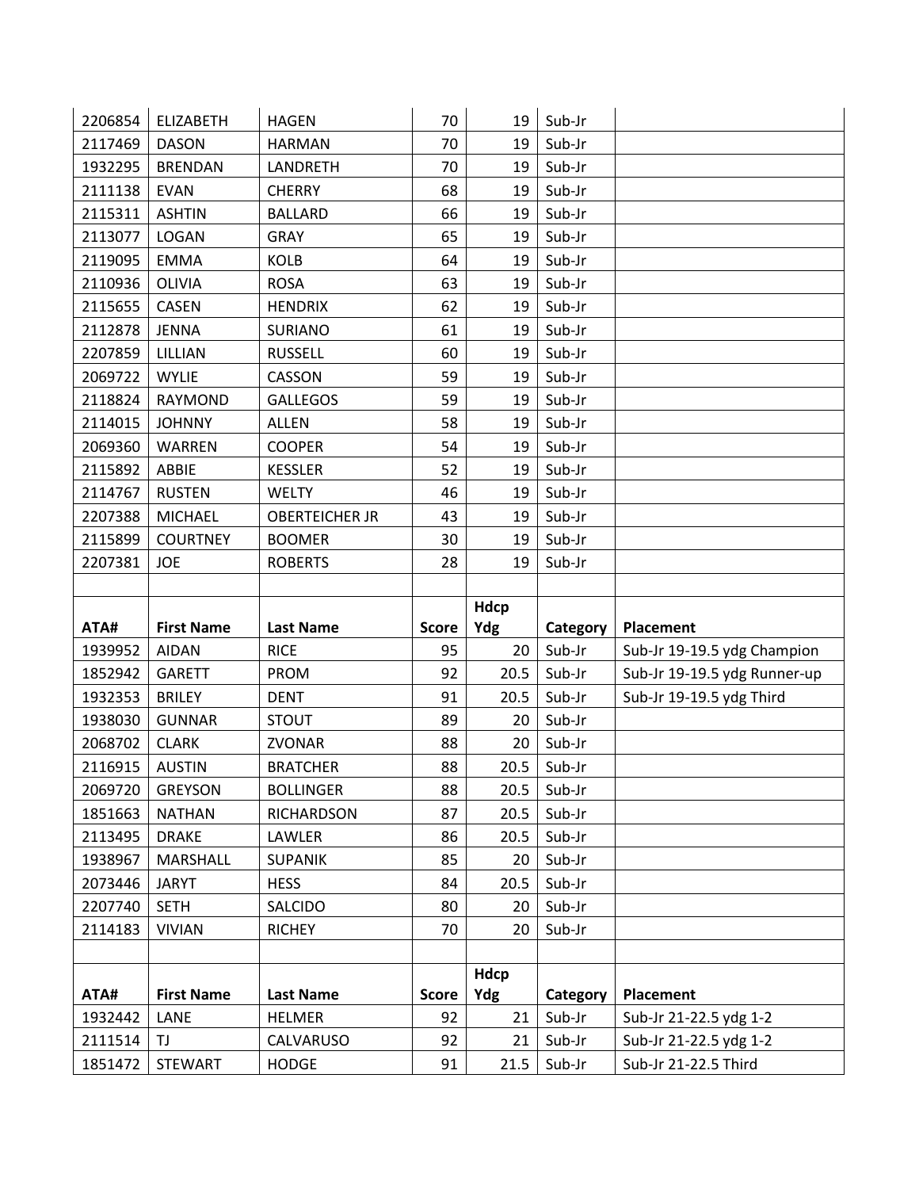| | | | | | | |
|---|---|---|---|---|---|---|
| 2206854 | ELIZABETH | HAGEN | 70 | 19 | Sub-Jr | |
| 2117469 | DASON | HARMAN | 70 | 19 | Sub-Jr | |
| 1932295 | BRENDAN | LANDRETH | 70 | 19 | Sub-Jr | |
| 2111138 | EVAN | CHERRY | 68 | 19 | Sub-Jr | |
| 2115311 | ASHTIN | BALLARD | 66 | 19 | Sub-Jr | |
| 2113077 | LOGAN | GRAY | 65 | 19 | Sub-Jr | |
| 2119095 | EMMA | KOLB | 64 | 19 | Sub-Jr | |
| 2110936 | OLIVIA | ROSA | 63 | 19 | Sub-Jr | |
| 2115655 | CASEN | HENDRIX | 62 | 19 | Sub-Jr | |
| 2112878 | JENNA | SURIANO | 61 | 19 | Sub-Jr | |
| 2207859 | LILLIAN | RUSSELL | 60 | 19 | Sub-Jr | |
| 2069722 | WYLIE | CASSON | 59 | 19 | Sub-Jr | |
| 2118824 | RAYMOND | GALLEGOS | 59 | 19 | Sub-Jr | |
| 2114015 | JOHNNY | ALLEN | 58 | 19 | Sub-Jr | |
| 2069360 | WARREN | COOPER | 54 | 19 | Sub-Jr | |
| 2115892 | ABBIE | KESSLER | 52 | 19 | Sub-Jr | |
| 2114767 | RUSTEN | WELTY | 46 | 19 | Sub-Jr | |
| 2207388 | MICHAEL | OBERTEICHER JR | 43 | 19 | Sub-Jr | |
| 2115899 | COURTNEY | BOOMER | 30 | 19 | Sub-Jr | |
| 2207381 | JOE | ROBERTS | 28 | 19 | Sub-Jr | |

| ATA# | First Name | Last Name | Score | Hdcp Ydg | Category | Placement |
|---|---|---|---|---|---|---|
| 1939952 | AIDAN | RICE | 95 | 20 | Sub-Jr | Sub-Jr 19-19.5 ydg Champion |
| 1852942 | GARETT | PROM | 92 | 20.5 | Sub-Jr | Sub-Jr 19-19.5 ydg Runner-up |
| 1932353 | BRILEY | DENT | 91 | 20.5 | Sub-Jr | Sub-Jr 19-19.5 ydg Third |
| 1938030 | GUNNAR | STOUT | 89 | 20 | Sub-Jr | |
| 2068702 | CLARK | ZVONAR | 88 | 20 | Sub-Jr | |
| 2116915 | AUSTIN | BRATCHER | 88 | 20.5 | Sub-Jr | |
| 2069720 | GREYSON | BOLLINGER | 88 | 20.5 | Sub-Jr | |
| 1851663 | NATHAN | RICHARDSON | 87 | 20.5 | Sub-Jr | |
| 2113495 | DRAKE | LAWLER | 86 | 20.5 | Sub-Jr | |
| 1938967 | MARSHALL | SUPANIK | 85 | 20 | Sub-Jr | |
| 2073446 | JARYT | HESS | 84 | 20.5 | Sub-Jr | |
| 2207740 | SETH | SALCIDO | 80 | 20 | Sub-Jr | |
| 2114183 | VIVIAN | RICHEY | 70 | 20 | Sub-Jr | |

| ATA# | First Name | Last Name | Score | Hdcp Ydg | Category | Placement |
|---|---|---|---|---|---|---|
| 1932442 | LANE | HELMER | 92 | 21 | Sub-Jr | Sub-Jr 21-22.5 ydg 1-2 |
| 2111514 | TJ | CALVARUSO | 92 | 21 | Sub-Jr | Sub-Jr 21-22.5 ydg 1-2 |
| 1851472 | STEWART | HODGE | 91 | 21.5 | Sub-Jr | Sub-Jr 21-22.5 Third |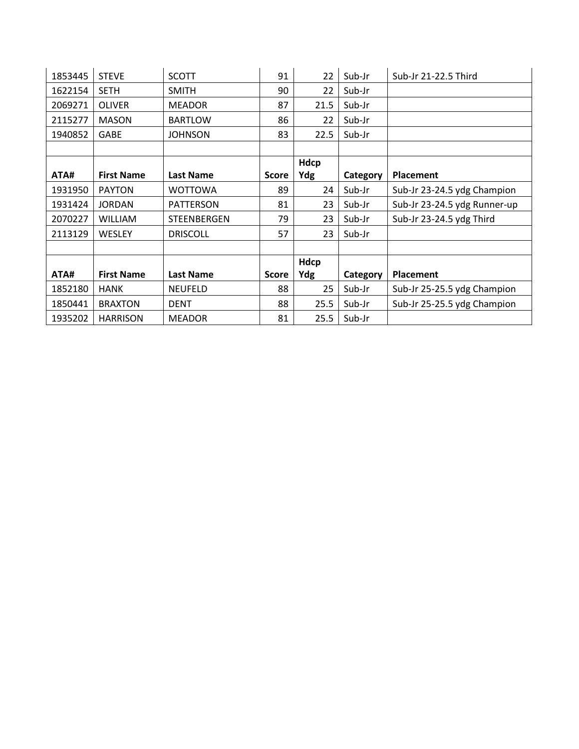| | | | | | | |
|---|---|---|---|---|---|---|
| 1853445 | STEVE | SCOTT | 91 | 22 | Sub-Jr | Sub-Jr 21-22.5 Third |
| 1622154 | SETH | SMITH | 90 | 22 | Sub-Jr | |
| 2069271 | OLIVER | MEADOR | 87 | 21.5 | Sub-Jr | |
| 2115277 | MASON | BARTLOW | 86 | 22 | Sub-Jr | |
| 1940852 | GABE | JOHNSON | 83 | 22.5 | Sub-Jr | |

| ATA# | First Name | Last Name | Score | Hdcp Ydg | Category | Placement |
|---|---|---|---|---|---|---|
| 1931950 | PAYTON | WOTTOWA | 89 | 24 | Sub-Jr | Sub-Jr 23-24.5 ydg Champion |
| 1931424 | JORDAN | PATTERSON | 81 | 23 | Sub-Jr | Sub-Jr 23-24.5 ydg Runner-up |
| 2070227 | WILLIAM | STEENBERGEN | 79 | 23 | Sub-Jr | Sub-Jr 23-24.5 ydg Third |
| 2113129 | WESLEY | DRISCOLL | 57 | 23 | Sub-Jr | |

| ATA# | First Name | Last Name | Score | Hdcp Ydg | Category | Placement |
|---|---|---|---|---|---|---|
| 1852180 | HANK | NEUFELD | 88 | 25 | Sub-Jr | Sub-Jr 25-25.5 ydg Champion |
| 1850441 | BRAXTON | DENT | 88 | 25.5 | Sub-Jr | Sub-Jr 25-25.5 ydg Champion |
| 1935202 | HARRISON | MEADOR | 81 | 25.5 | Sub-Jr | |